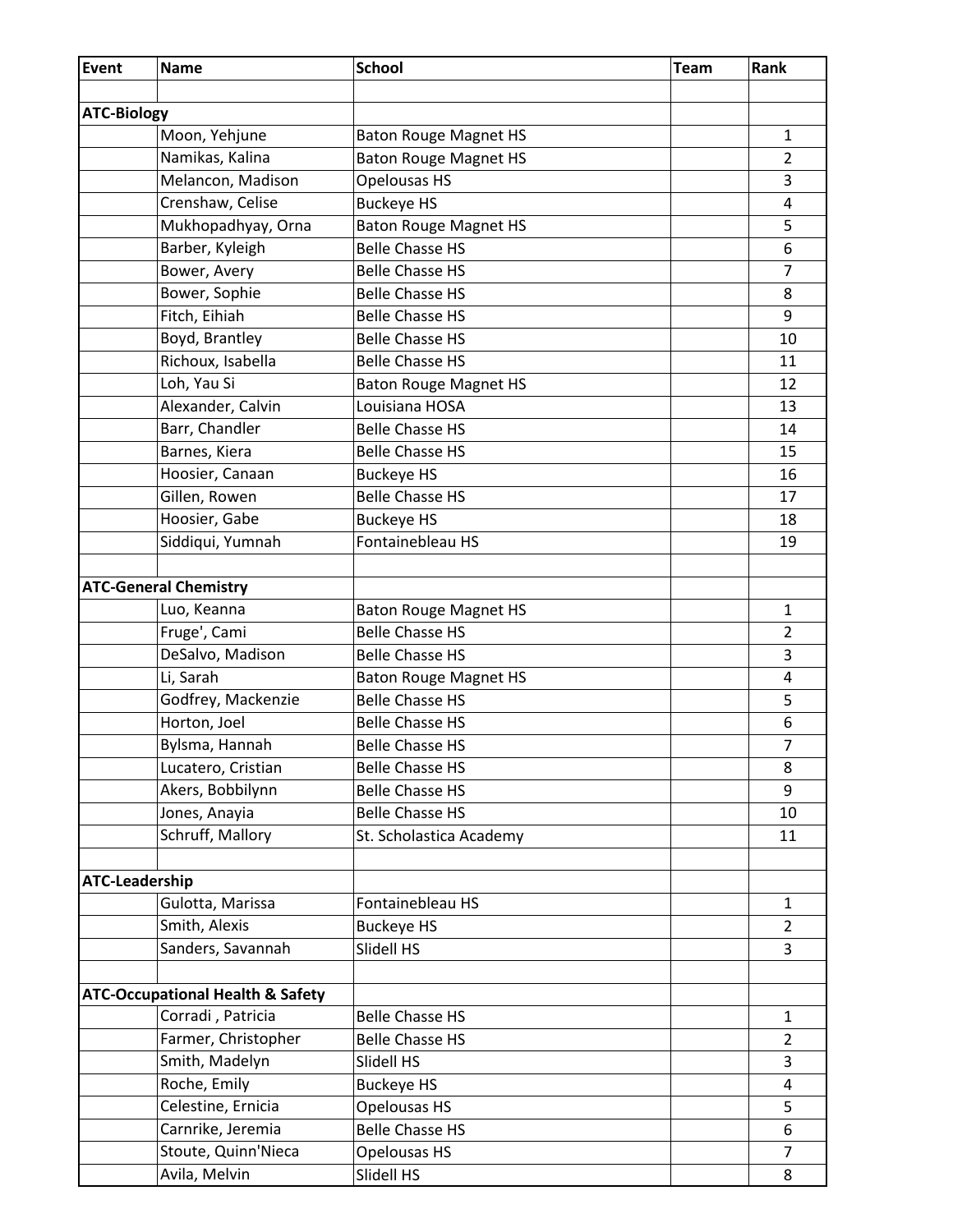| Event | Name | School | Team | Rank |
|---|---|---|---|---|
| | | | | |
| **ATC-Biology** | | | | |
| | Moon, Yehjune | Baton Rouge Magnet HS | | 1 |
| | Namikas, Kalina | Baton Rouge Magnet HS | | 2 |
| | Melancon, Madison | Opelousas HS | | 3 |
| | Crenshaw, Celise | Buckeye HS | | 4 |
| | Mukhopadhyay, Orna | Baton Rouge Magnet HS | | 5 |
| | Barber, Kyleigh | Belle Chasse HS | | 6 |
| | Bower, Avery | Belle Chasse HS | | 7 |
| | Bower, Sophie | Belle Chasse HS | | 8 |
| | Fitch, Eihiah | Belle Chasse HS | | 9 |
| | Boyd, Brantley | Belle Chasse HS | | 10 |
| | Richoux, Isabella | Belle Chasse HS | | 11 |
| | Loh, Yau Si | Baton Rouge Magnet HS | | 12 |
| | Alexander, Calvin | Louisiana HOSA | | 13 |
| | Barr, Chandler | Belle Chasse HS | | 14 |
| | Barnes, Kiera | Belle Chasse HS | | 15 |
| | Hoosier, Canaan | Buckeye HS | | 16 |
| | Gillen, Rowen | Belle Chasse HS | | 17 |
| | Hoosier, Gabe | Buckeye HS | | 18 |
| | Siddiqui, Yumnah | Fontainebleau HS | | 19 |
| | | | | |
| **ATC-General Chemistry** | | | | |
| | Luo, Keanna | Baton Rouge Magnet HS | | 1 |
| | Fruge', Cami | Belle Chasse HS | | 2 |
| | DeSalvo, Madison | Belle Chasse HS | | 3 |
| | Li, Sarah | Baton Rouge Magnet HS | | 4 |
| | Godfrey, Mackenzie | Belle Chasse HS | | 5 |
| | Horton, Joel | Belle Chasse HS | | 6 |
| | Bylsma, Hannah | Belle Chasse HS | | 7 |
| | Lucatero, Cristian | Belle Chasse HS | | 8 |
| | Akers, Bobbilynn | Belle Chasse HS | | 9 |
| | Jones, Anayia | Belle Chasse HS | | 10 |
| | Schruff, Mallory | St. Scholastica Academy | | 11 |
| | | | | |
| **ATC-Leadership** | | | | |
| | Gulotta, Marissa | Fontainebleau HS | | 1 |
| | Smith, Alexis | Buckeye HS | | 2 |
| | Sanders, Savannah | Slidell HS | | 3 |
| | | | | |
| **ATC-Occupational Health & Safety** | | | | |
| | Corradi , Patricia | Belle Chasse HS | | 1 |
| | Farmer, Christopher | Belle Chasse HS | | 2 |
| | Smith, Madelyn | Slidell HS | | 3 |
| | Roche, Emily | Buckeye HS | | 4 |
| | Celestine, Ernicia | Opelousas HS | | 5 |
| | Carnrike, Jeremia | Belle Chasse HS | | 6 |
| | Stoute, Quinn'Nieca | Opelousas HS | | 7 |
| | Avila, Melvin | Slidell HS | | 8 |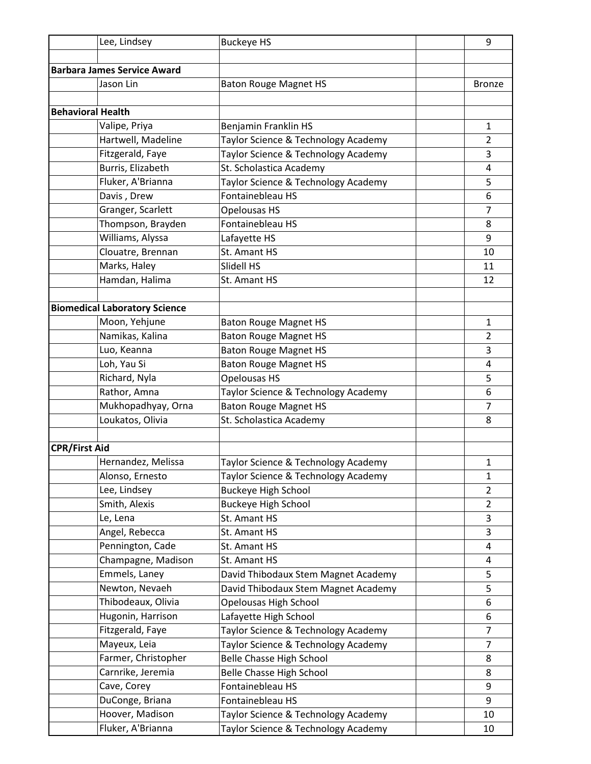| | | | | |
|---|---|---|---|---|
| | Lee, Lindsey | Buckeye HS | | 9 |
| | | | | |
| **Barbara James Service Award** | | | | |
| | Jason Lin | Baton Rouge Magnet HS | | Bronze |
| | | | | |
| **Behavioral Health** | | | | |
| | Valipe, Priya | Benjamin Franklin HS | | 1 |
| | Hartwell, Madeline | Taylor Science & Technology Academy | | 2 |
| | Fitzgerald, Faye | Taylor Science & Technology Academy | | 3 |
| | Burris, Elizabeth | St. Scholastica Academy | | 4 |
| | Fluker, A'Brianna | Taylor Science & Technology Academy | | 5 |
| | Davis , Drew | Fontainebleau HS | | 6 |
| | Granger, Scarlett | Opelousas HS | | 7 |
| | Thompson, Brayden | Fontainebleau HS | | 8 |
| | Williams, Alyssa | Lafayette HS | | 9 |
| | Clouatre, Brennan | St. Amant HS | | 10 |
| | Marks, Haley | Slidell HS | | 11 |
| | Hamdan, Halima | St. Amant HS | | 12 |
| | | | | |
| **Biomedical Laboratory Science** | | | | |
| | Moon, Yehjune | Baton Rouge Magnet HS | | 1 |
| | Namikas, Kalina | Baton Rouge Magnet HS | | 2 |
| | Luo, Keanna | Baton Rouge Magnet HS | | 3 |
| | Loh, Yau Si | Baton Rouge Magnet HS | | 4 |
| | Richard, Nyla | Opelousas HS | | 5 |
| | Rathor, Amna | Taylor Science & Technology Academy | | 6 |
| | Mukhopadhyay, Orna | Baton Rouge Magnet HS | | 7 |
| | Loukatos, Olivia | St. Scholastica Academy | | 8 |
| | | | | |
| **CPR/First Aid** | | | | |
| | Hernandez, Melissa | Taylor Science & Technology Academy | | 1 |
| | Alonso, Ernesto | Taylor Science & Technology Academy | | 1 |
| | Lee, Lindsey | Buckeye High School | | 2 |
| | Smith, Alexis | Buckeye High School | | 2 |
| | Le, Lena | St. Amant HS | | 3 |
| | Angel, Rebecca | St. Amant HS | | 3 |
| | Pennington, Cade | St. Amant HS | | 4 |
| | Champagne, Madison | St. Amant HS | | 4 |
| | Emmels, Laney | David Thibodaux Stem Magnet Academy | | 5 |
| | Newton, Nevaeh | David Thibodaux Stem Magnet Academy | | 5 |
| | Thibodeaux, Olivia | Opelousas High School | | 6 |
| | Hugonin, Harrison | Lafayette High School | | 6 |
| | Fitzgerald, Faye | Taylor Science & Technology Academy | | 7 |
| | Mayeux, Leia | Taylor Science & Technology Academy | | 7 |
| | Farmer, Christopher | Belle Chasse High School | | 8 |
| | Carnrike, Jeremia | Belle Chasse High School | | 8 |
| | Cave, Corey | Fontainebleau HS | | 9 |
| | DuConge, Briana | Fontainebleau HS | | 9 |
| | Hoover, Madison | Taylor Science & Technology Academy | | 10 |
| | Fluker, A'Brianna | Taylor Science & Technology Academy | | 10 |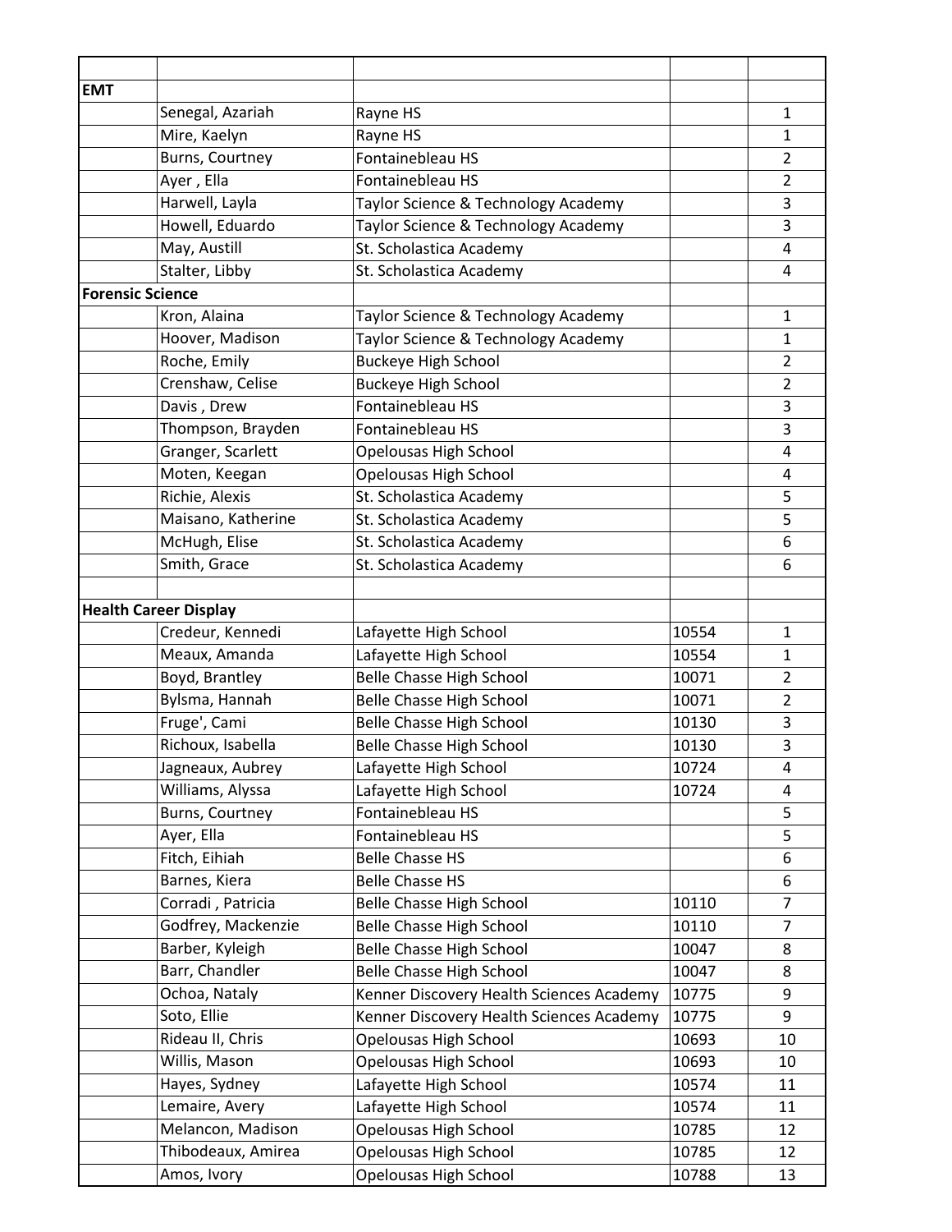| | | | | |
|---|---|---|---|---|
| **EMT** | | | | |
| | Senegal, Azariah | Rayne HS | | 1 |
| | Mire, Kaelyn | Rayne HS | | 1 |
| | Burns, Courtney | Fontainebleau HS | | 2 |
| | Ayer , Ella | Fontainebleau HS | | 2 |
| | Harwell, Layla | Taylor Science & Technology Academy | | 3 |
| | Howell, Eduardo | Taylor Science & Technology Academy | | 3 |
| | May, Austill | St. Scholastica Academy | | 4 |
| | Stalter, Libby | St. Scholastica Academy | | 4 |
| **Forensic Science** | | | | |
| | Kron, Alaina | Taylor Science & Technology Academy | | 1 |
| | Hoover, Madison | Taylor Science & Technology Academy | | 1 |
| | Roche, Emily | Buckeye High School | | 2 |
| | Crenshaw, Celise | Buckeye High School | | 2 |
| | Davis , Drew | Fontainebleau HS | | 3 |
| | Thompson, Brayden | Fontainebleau HS | | 3 |
| | Granger, Scarlett | Opelousas High School | | 4 |
| | Moten, Keegan | Opelousas High School | | 4 |
| | Richie, Alexis | St. Scholastica Academy | | 5 |
| | Maisano, Katherine | St. Scholastica Academy | | 5 |
| | McHugh, Elise | St. Scholastica Academy | | 6 |
| | Smith, Grace | St. Scholastica Academy | | 6 |
| | | | | |
| **Health Career Display** | | | | |
| | Credeur, Kennedi | Lafayette High School | 10554 | 1 |
| | Meaux, Amanda | Lafayette High School | 10554 | 1 |
| | Boyd, Brantley | Belle Chasse High School | 10071 | 2 |
| | Bylsma, Hannah | Belle Chasse High School | 10071 | 2 |
| | Fruge', Cami | Belle Chasse High School | 10130 | 3 |
| | Richoux, Isabella | Belle Chasse High School | 10130 | 3 |
| | Jagneaux, Aubrey | Lafayette High School | 10724 | 4 |
| | Williams, Alyssa | Lafayette High School | 10724 | 4 |
| | Burns, Courtney | Fontainebleau HS | | 5 |
| | Ayer, Ella | Fontainebleau HS | | 5 |
| | Fitch, Eihiah | Belle Chasse HS | | 6 |
| | Barnes, Kiera | Belle Chasse HS | | 6 |
| | Corradi , Patricia | Belle Chasse High School | 10110 | 7 |
| | Godfrey, Mackenzie | Belle Chasse High School | 10110 | 7 |
| | Barber, Kyleigh | Belle Chasse High School | 10047 | 8 |
| | Barr, Chandler | Belle Chasse High School | 10047 | 8 |
| | Ochoa, Nataly | Kenner Discovery Health Sciences Academy | 10775 | 9 |
| | Soto, Ellie | Kenner Discovery Health Sciences Academy | 10775 | 9 |
| | Rideau II, Chris | Opelousas High School | 10693 | 10 |
| | Willis, Mason | Opelousas High School | 10693 | 10 |
| | Hayes, Sydney | Lafayette High School | 10574 | 11 |
| | Lemaire, Avery | Lafayette High School | 10574 | 11 |
| | Melancon, Madison | Opelousas High School | 10785 | 12 |
| | Thibodeaux, Amirea | Opelousas High School | 10785 | 12 |
| | Amos, Ivory | Opelousas High School | 10788 | 13 |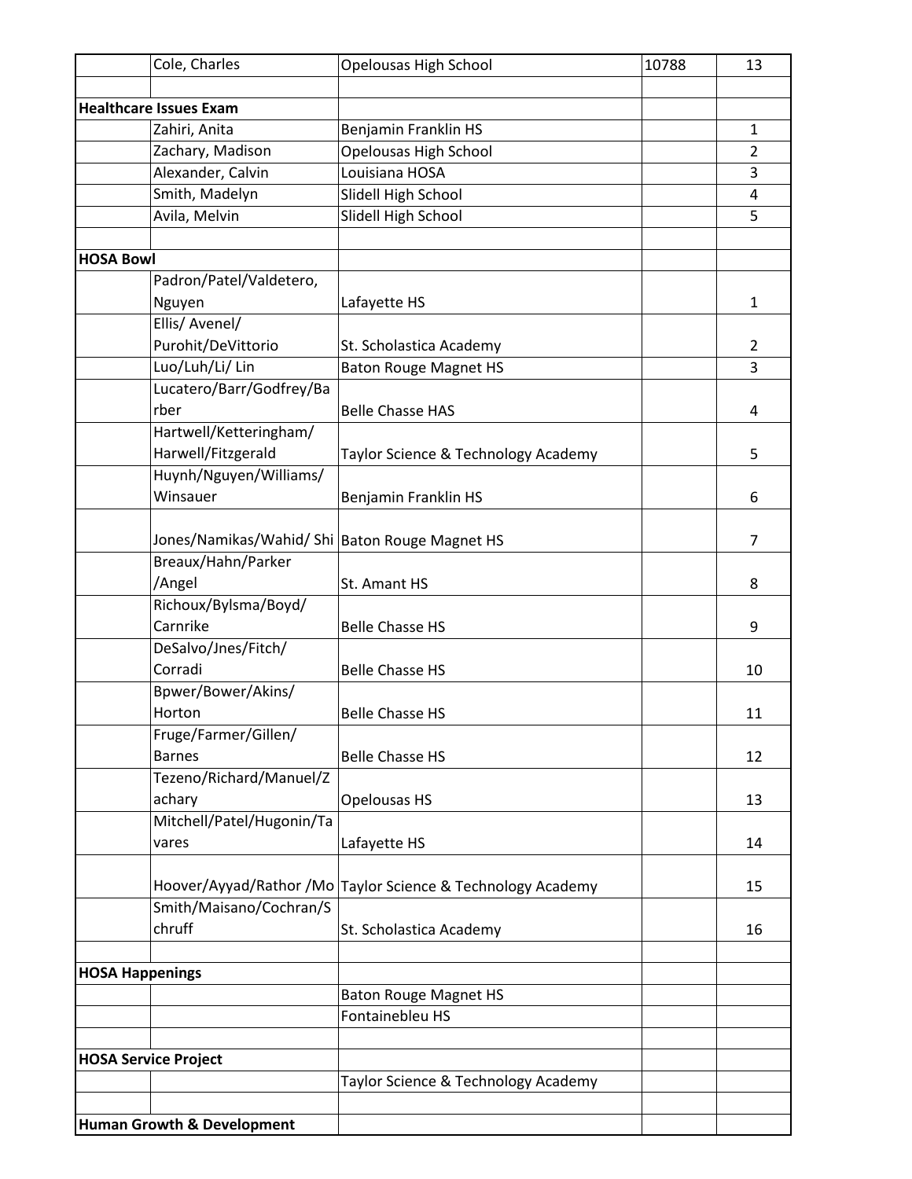| | | | | |
|---|---|---|---|---|
| | Cole, Charles | Opelousas High School | 10788 | 13 |
| | | | | |
| **Healthcare Issues Exam** | | | | |
| | Zahiri, Anita | Benjamin Franklin HS | | 1 |
| | Zachary, Madison | Opelousas High School | | 2 |
| | Alexander, Calvin | Louisiana HOSA | | 3 |
| | Smith, Madelyn | Slidell High School | | 4 |
| | Avila, Melvin | Slidell High School | | 5 |
| | | | | |
| **HOSA Bowl** | | | | |
| | Padron/Patel/Valdetero, Nguyen | Lafayette HS | | 1 |
| | Ellis/ Avenel/ Purohit/DeVittorio | St. Scholastica Academy | | 2 |
| | Luo/Luh/Li/ Lin | Baton Rouge Magnet HS | | 3 |
| | Lucatero/Barr/Godfrey/Barber | Belle Chasse HAS | | 4 |
| | Hartwell/Ketteringham/ Harwell/Fitzgerald | Taylor Science & Technology Academy | | 5 |
| | Huynh/Nguyen/Williams/ Winsauer | Benjamin Franklin HS | | 6 |
| | Jones/Namikas/Wahid/ Shi | Baton Rouge Magnet HS | | 7 |
| | Breaux/Hahn/Parker /Angel | St. Amant HS | | 8 |
| | Richoux/Bylsma/Boyd/ Carnrike | Belle Chasse HS | | 9 |
| | DeSalvo/Jnes/Fitch/ Corradi | Belle Chasse HS | | 10 |
| | Bpwer/Bower/Akins/ Horton | Belle Chasse HS | | 11 |
| | Fruge/Farmer/Gillen/ Barnes | Belle Chasse HS | | 12 |
| | Tezeno/Richard/Manuel/Zachary | Opelousas HS | | 13 |
| | Mitchell/Patel/Hugonin/Tavares | Lafayette HS | | 14 |
| | Hoover/Ayyad/Rathor /Mo | Taylor Science & Technology Academy | | 15 |
| | Smith/Maisano/Cochran/Schruff | St. Scholastica Academy | | 16 |
| | | | | |
| **HOSA Happenings** | | | | |
| | | Baton Rouge Magnet HS | | |
| | | Fontainebleu HS | | |
| | | | | |
| **HOSA Service Project** | | | | |
| | | Taylor Science & Technology Academy | | |
| | | | | |
| **Human Growth & Development** | | | | |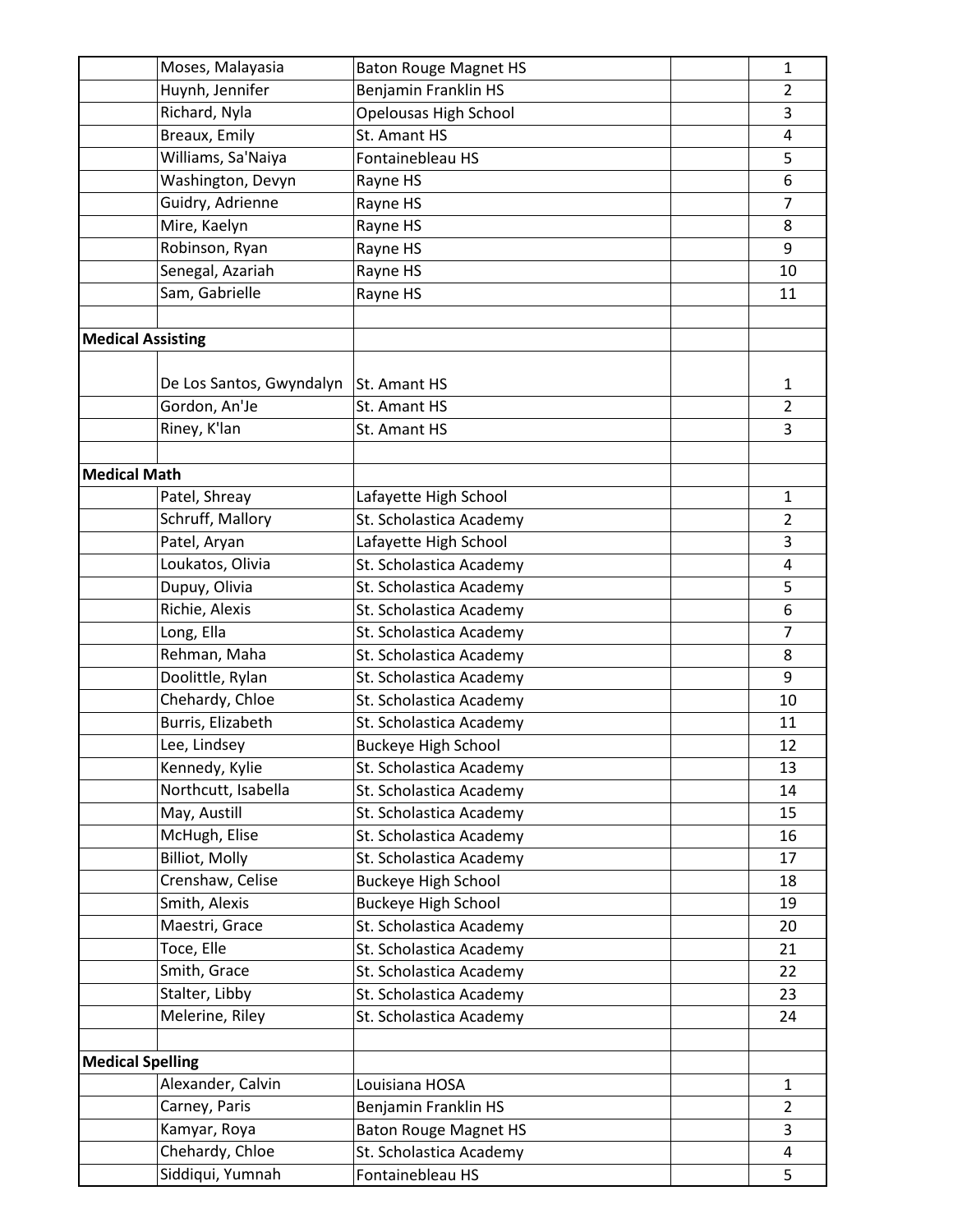|  |  |  |  |  |
| --- | --- | --- | --- | --- |
|  | Moses, Malayasia | Baton Rouge Magnet HS |  | 1 |
|  | Huynh, Jennifer | Benjamin Franklin HS |  | 2 |
|  | Richard, Nyla | Opelousas High School |  | 3 |
|  | Breaux, Emily | St. Amant HS |  | 4 |
|  | Williams, Sa'Naiya | Fontainebleau HS |  | 5 |
|  | Washington, Devyn | Rayne HS |  | 6 |
|  | Guidry, Adrienne | Rayne HS |  | 7 |
|  | Mire, Kaelyn | Rayne HS |  | 8 |
|  | Robinson, Ryan | Rayne HS |  | 9 |
|  | Senegal, Azariah | Rayne HS |  | 10 |
|  | Sam, Gabrielle | Rayne HS |  | 11 |
|  |  |  |  |  |
| **Medical Assisting** |  |  |  |  |
|  | De Los Santos, Gwyndalyn | St. Amant HS |  | 1 |
|  | Gordon, An'Je | St. Amant HS |  | 2 |
|  | Riney, K'lan | St. Amant HS |  | 3 |
|  |  |  |  |  |
| **Medical Math** |  |  |  |  |
|  | Patel, Shreay | Lafayette High School |  | 1 |
|  | Schruff, Mallory | St. Scholastica Academy |  | 2 |
|  | Patel, Aryan | Lafayette High School |  | 3 |
|  | Loukatos, Olivia | St. Scholastica Academy |  | 4 |
|  | Dupuy, Olivia | St. Scholastica Academy |  | 5 |
|  | Richie, Alexis | St. Scholastica Academy |  | 6 |
|  | Long, Ella | St. Scholastica Academy |  | 7 |
|  | Rehman, Maha | St. Scholastica Academy |  | 8 |
|  | Doolittle, Rylan | St. Scholastica Academy |  | 9 |
|  | Chehardy, Chloe | St. Scholastica Academy |  | 10 |
|  | Burris, Elizabeth | St. Scholastica Academy |  | 11 |
|  | Lee, Lindsey | Buckeye High School |  | 12 |
|  | Kennedy, Kylie | St. Scholastica Academy |  | 13 |
|  | Northcutt, Isabella | St. Scholastica Academy |  | 14 |
|  | May, Austill | St. Scholastica Academy |  | 15 |
|  | McHugh, Elise | St. Scholastica Academy |  | 16 |
|  | Billiot, Molly | St. Scholastica Academy |  | 17 |
|  | Crenshaw, Celise | Buckeye High School |  | 18 |
|  | Smith, Alexis | Buckeye High School |  | 19 |
|  | Maestri, Grace | St. Scholastica Academy |  | 20 |
|  | Toce, Elle | St. Scholastica Academy |  | 21 |
|  | Smith, Grace | St. Scholastica Academy |  | 22 |
|  | Stalter, Libby | St. Scholastica Academy |  | 23 |
|  | Melerine, Riley | St. Scholastica Academy |  | 24 |
|  |  |  |  |  |
| **Medical Spelling** |  |  |  |  |
|  | Alexander, Calvin | Louisiana HOSA |  | 1 |
|  | Carney, Paris | Benjamin Franklin HS |  | 2 |
|  | Kamyar, Roya | Baton Rouge Magnet HS |  | 3 |
|  | Chehardy, Chloe | St. Scholastica Academy |  | 4 |
|  | Siddiqui, Yumnah | Fontainebleau HS |  | 5 |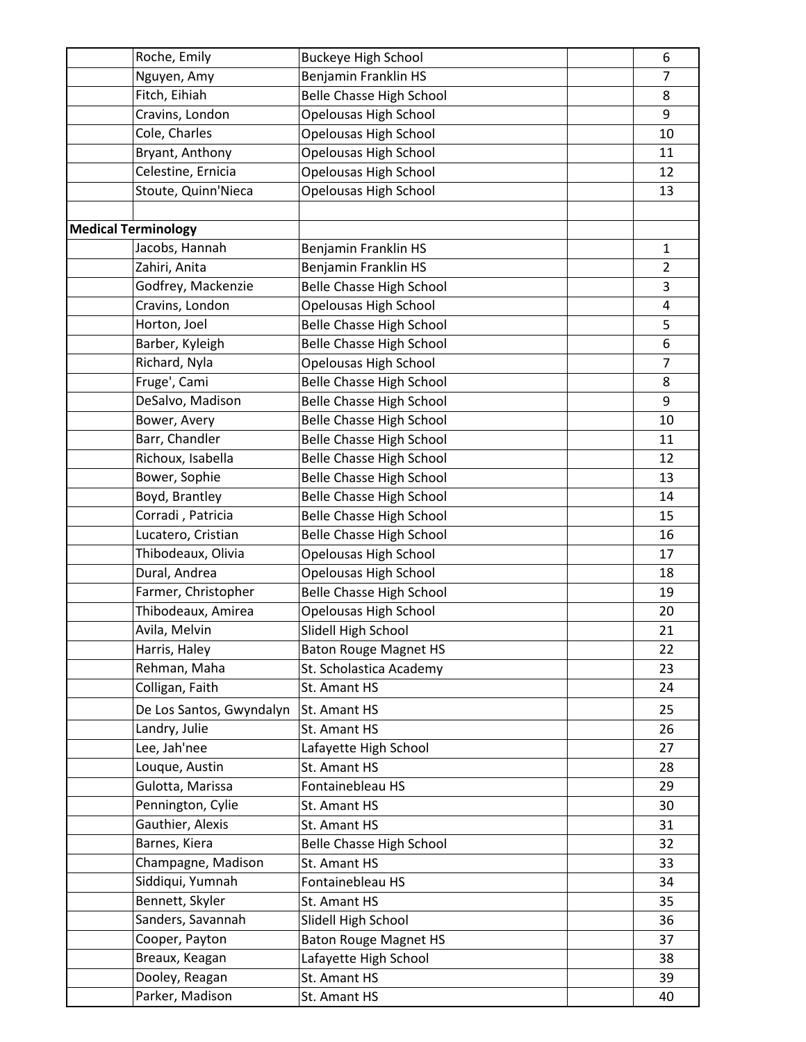| | | | | |
|---|---|---|---|---|
| | Roche, Emily | Buckeye High School | | 6 |
| | Nguyen, Amy | Benjamin Franklin HS | | 7 |
| | Fitch, Eihiah | Belle Chasse High School | | 8 |
| | Cravins, London | Opelousas High School | | 9 |
| | Cole, Charles | Opelousas High School | | 10 |
| | Bryant, Anthony | Opelousas High School | | 11 |
| | Celestine, Ernicia | Opelousas High School | | 12 |
| | Stoute, Quinn'Nieca | Opelousas High School | | 13 |
| | | | | |
| **Medical Terminology** | | | | |
| | Jacobs, Hannah | Benjamin Franklin HS | | 1 |
| | Zahiri, Anita | Benjamin Franklin HS | | 2 |
| | Godfrey, Mackenzie | Belle Chasse High School | | 3 |
| | Cravins, London | Opelousas High School | | 4 |
| | Horton, Joel | Belle Chasse High School | | 5 |
| | Barber, Kyleigh | Belle Chasse High School | | 6 |
| | Richard, Nyla | Opelousas High School | | 7 |
| | Fruge', Cami | Belle Chasse High School | | 8 |
| | DeSalvo, Madison | Belle Chasse High School | | 9 |
| | Bower, Avery | Belle Chasse High School | | 10 |
| | Barr, Chandler | Belle Chasse High School | | 11 |
| | Richoux, Isabella | Belle Chasse High School | | 12 |
| | Bower, Sophie | Belle Chasse High School | | 13 |
| | Boyd, Brantley | Belle Chasse High School | | 14 |
| | Corradi , Patricia | Belle Chasse High School | | 15 |
| | Lucatero, Cristian | Belle Chasse High School | | 16 |
| | Thibodeaux, Olivia | Opelousas High School | | 17 |
| | Dural, Andrea | Opelousas High School | | 18 |
| | Farmer, Christopher | Belle Chasse High School | | 19 |
| | Thibodeaux, Amirea | Opelousas High School | | 20 |
| | Avila, Melvin | Slidell High School | | 21 |
| | Harris, Haley | Baton Rouge Magnet HS | | 22 |
| | Rehman, Maha | St. Scholastica Academy | | 23 |
| | Colligan, Faith | St. Amant HS | | 24 |
| | De Los Santos, Gwyndalyn | St. Amant HS | | 25 |
| | Landry, Julie | St. Amant HS | | 26 |
| | Lee, Jah'nee | Lafayette High School | | 27 |
| | Louque, Austin | St. Amant HS | | 28 |
| | Gulotta, Marissa | Fontainebleau HS | | 29 |
| | Pennington, Cylie | St. Amant HS | | 30 |
| | Gauthier, Alexis | St. Amant HS | | 31 |
| | Barnes, Kiera | Belle Chasse High School | | 32 |
| | Champagne, Madison | St. Amant HS | | 33 |
| | Siddiqui, Yumnah | Fontainebleau HS | | 34 |
| | Bennett, Skyler | St. Amant HS | | 35 |
| | Sanders, Savannah | Slidell High School | | 36 |
| | Cooper, Payton | Baton Rouge Magnet HS | | 37 |
| | Breaux, Keagan | Lafayette High School | | 38 |
| | Dooley, Reagan | St. Amant HS | | 39 |
| | Parker, Madison | St. Amant HS | | 40 |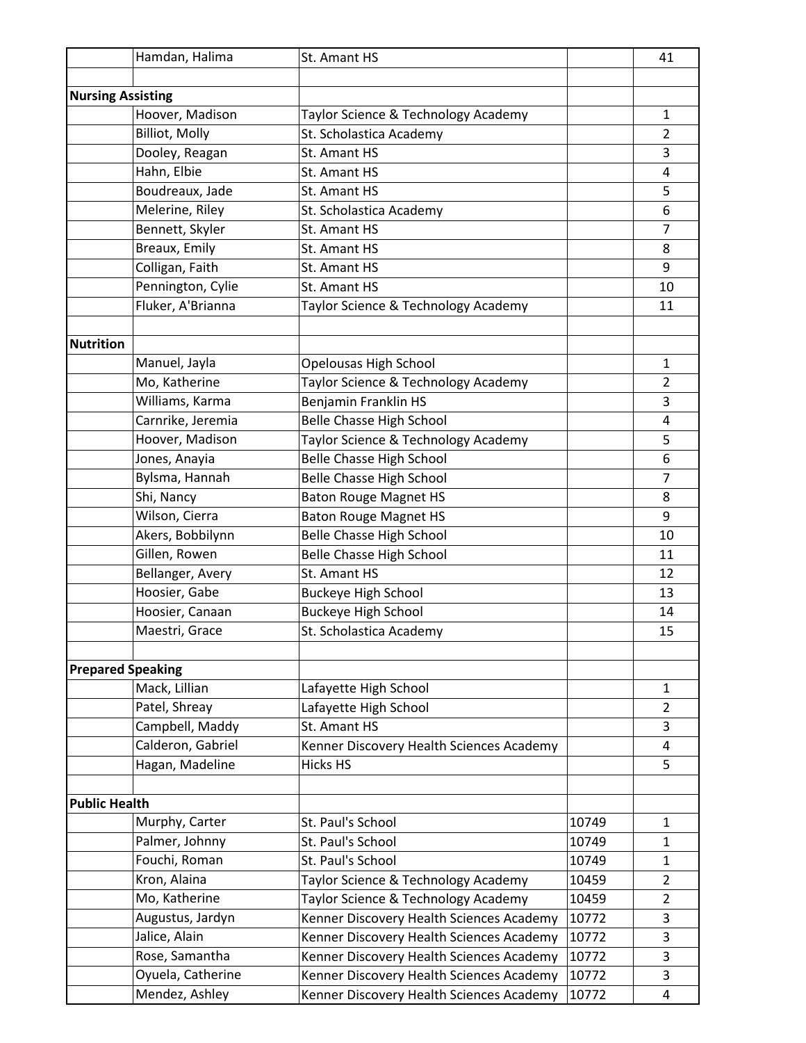| | | | | |
|---|---|---|---|---|
| | Hamdan, Halima | St. Amant HS | | 41 |
| | | | | |
| **Nursing Assisting** | | | | |
| | Hoover, Madison | Taylor Science & Technology Academy | | 1 |
| | Billiot, Molly | St. Scholastica Academy | | 2 |
| | Dooley, Reagan | St. Amant HS | | 3 |
| | Hahn, Elbie | St. Amant HS | | 4 |
| | Boudreaux, Jade | St. Amant HS | | 5 |
| | Melerine, Riley | St. Scholastica Academy | | 6 |
| | Bennett, Skyler | St. Amant HS | | 7 |
| | Breaux, Emily | St. Amant HS | | 8 |
| | Colligan, Faith | St. Amant HS | | 9 |
| | Pennington, Cylie | St. Amant HS | | 10 |
| | Fluker, A'Brianna | Taylor Science & Technology Academy | | 11 |
| | | | | |
| **Nutrition** | | | | |
| | Manuel, Jayla | Opelousas High School | | 1 |
| | Mo, Katherine | Taylor Science & Technology Academy | | 2 |
| | Williams, Karma | Benjamin Franklin HS | | 3 |
| | Carnrike, Jeremia | Belle Chasse High School | | 4 |
| | Hoover, Madison | Taylor Science & Technology Academy | | 5 |
| | Jones, Anayia | Belle Chasse High School | | 6 |
| | Bylsma, Hannah | Belle Chasse High School | | 7 |
| | Shi, Nancy | Baton Rouge Magnet HS | | 8 |
| | Wilson, Cierra | Baton Rouge Magnet HS | | 9 |
| | Akers, Bobbilynn | Belle Chasse High School | | 10 |
| | Gillen, Rowen | Belle Chasse High School | | 11 |
| | Bellanger, Avery | St. Amant HS | | 12 |
| | Hoosier, Gabe | Buckeye High School | | 13 |
| | Hoosier, Canaan | Buckeye High School | | 14 |
| | Maestri, Grace | St. Scholastica Academy | | 15 |
| | | | | |
| **Prepared Speaking** | | | | |
| | Mack, Lillian | Lafayette High School | | 1 |
| | Patel, Shreay | Lafayette High School | | 2 |
| | Campbell, Maddy | St. Amant HS | | 3 |
| | Calderon, Gabriel | Kenner Discovery Health Sciences Academy | | 4 |
| | Hagan, Madeline | Hicks HS | | 5 |
| | | | | |
| **Public Health** | | | | |
| | Murphy, Carter | St. Paul's School | 10749 | 1 |
| | Palmer, Johnny | St. Paul's School | 10749 | 1 |
| | Fouchi, Roman | St. Paul's School | 10749 | 1 |
| | Kron, Alaina | Taylor Science & Technology Academy | 10459 | 2 |
| | Mo, Katherine | Taylor Science & Technology Academy | 10459 | 2 |
| | Augustus, Jardyn | Kenner Discovery Health Sciences Academy | 10772 | 3 |
| | Jalice, Alain | Kenner Discovery Health Sciences Academy | 10772 | 3 |
| | Rose, Samantha | Kenner Discovery Health Sciences Academy | 10772 | 3 |
| | Oyuela, Catherine | Kenner Discovery Health Sciences Academy | 10772 | 3 |
| | Mendez, Ashley | Kenner Discovery Health Sciences Academy | 10772 | 4 |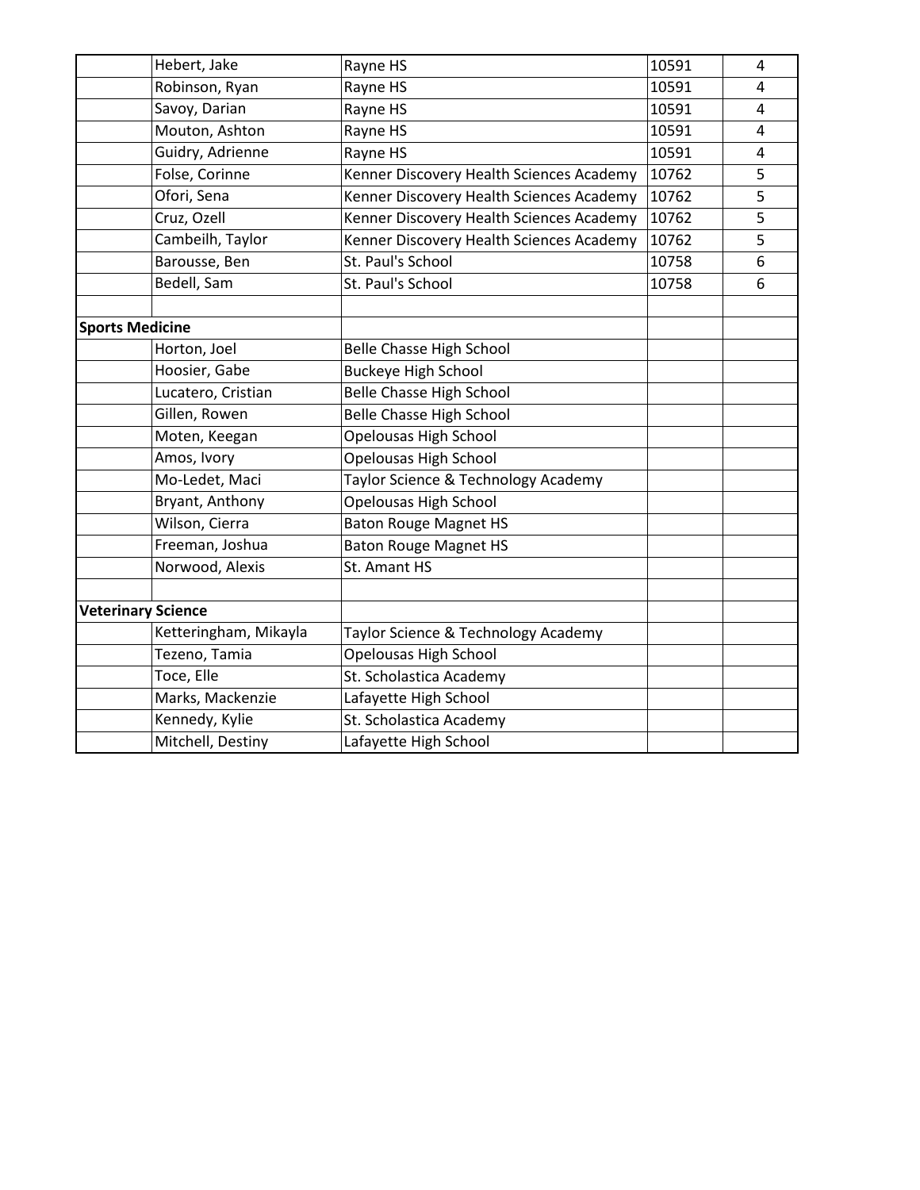| | | | | |
|---|---|---|---|---|
| | Hebert, Jake | Rayne HS | 10591 | 4 |
| | Robinson, Ryan | Rayne HS | 10591 | 4 |
| | Savoy, Darian | Rayne HS | 10591 | 4 |
| | Mouton, Ashton | Rayne HS | 10591 | 4 |
| | Guidry, Adrienne | Rayne HS | 10591 | 4 |
| | Folse, Corinne | Kenner Discovery Health Sciences Academy | 10762 | 5 |
| | Ofori, Sena | Kenner Discovery Health Sciences Academy | 10762 | 5 |
| | Cruz, Ozell | Kenner Discovery Health Sciences Academy | 10762 | 5 |
| | Cambeilh, Taylor | Kenner Discovery Health Sciences Academy | 10762 | 5 |
| | Barousse, Ben | St. Paul's School | 10758 | 6 |
| | Bedell, Sam | St. Paul's School | 10758 | 6 |
| | | | | |
| **Sports Medicine** | | | | |
| | Horton, Joel | Belle Chasse High School | | |
| | Hoosier, Gabe | Buckeye High School | | |
| | Lucatero, Cristian | Belle Chasse High School | | |
| | Gillen, Rowen | Belle Chasse High School | | |
| | Moten, Keegan | Opelousas High School | | |
| | Amos, Ivory | Opelousas High School | | |
| | Mo-Ledet, Maci | Taylor Science & Technology Academy | | |
| | Bryant, Anthony | Opelousas High School | | |
| | Wilson, Cierra | Baton Rouge Magnet HS | | |
| | Freeman, Joshua | Baton Rouge Magnet HS | | |
| | Norwood, Alexis | St. Amant HS | | |
| | | | | |
| **Veterinary Science** | | | | |
| | Ketteringham, Mikayla | Taylor Science & Technology Academy | | |
| | Tezeno, Tamia | Opelousas High School | | |
| | Toce, Elle | St. Scholastica Academy | | |
| | Marks, Mackenzie | Lafayette High School | | |
| | Kennedy, Kylie | St. Scholastica Academy | | |
| | Mitchell, Destiny | Lafayette High School | | |